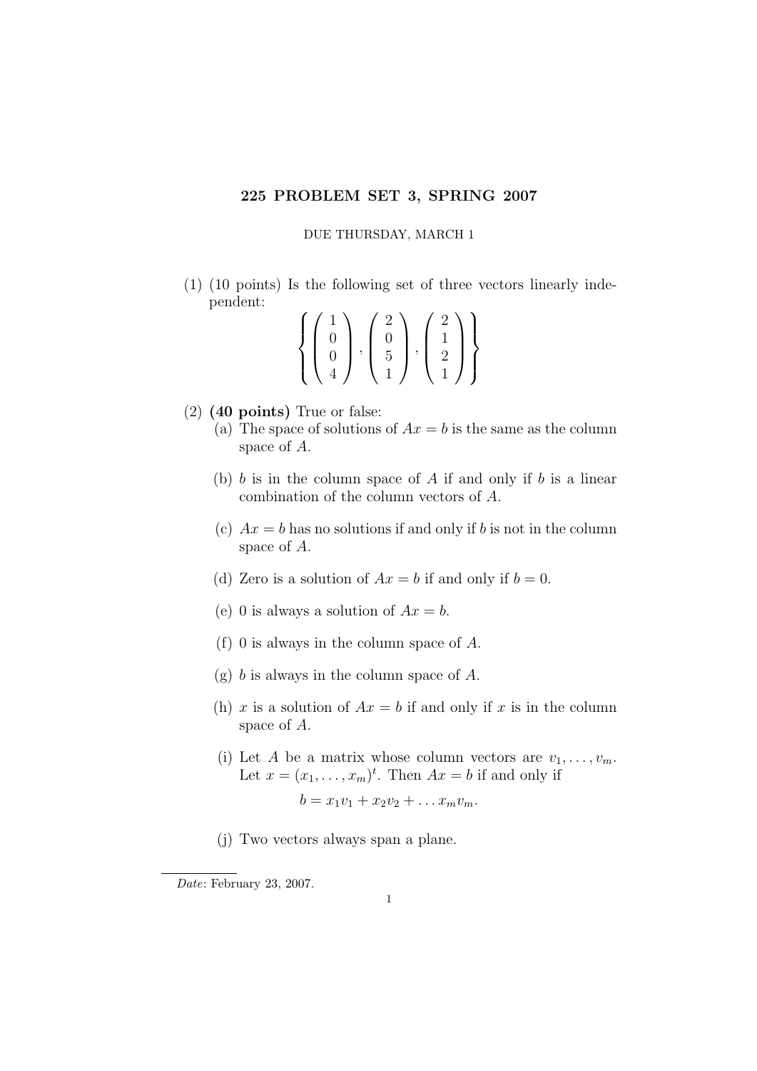# 225 PROBLEM SET 3, SPRING 2007

DUE THURSDAY, MARCH 1

(1) (10 points) Is the following set of three vectors linearly independent:

$$\left\{ \begin{pmatrix} 1 \\ 0 \\ 0 \\ 4 \end{pmatrix}, \begin{pmatrix} 2 \\ 0 \\ 5 \\ 1 \end{pmatrix}, \begin{pmatrix} 2 \\ 1 \\ 2 \\ 1 \end{pmatrix} \right\}$$

(2) **(40 points)** True or false:

(a) The space of solutions of $Ax = b$ is the same as the column space of $A$.

(b) $b$ is in the column space of $A$ if and only if $b$ is a linear combination of the column vectors of $A$.

(c) $Ax = b$ has no solutions if and only if $b$ is not in the column space of $A$.

(d) Zero is a solution of $Ax = b$ if and only if $b = 0$.

(e) 0 is always a solution of $Ax = b$.

(f) 0 is always in the column space of $A$.

(g) $b$ is always in the column space of $A$.

(h) $x$ is a solution of $Ax = b$ if and only if $x$ is in the column space of $A$.

(i) Let $A$ be a matrix whose column vectors are $v_1, \ldots, v_m$. Let $x = (x_1, \ldots, x_m)^t$. Then $Ax = b$ if and only if

$$b = x_1 v_1 + x_2 v_2 + \ldots x_m v_m.$$

(j) Two vectors always span a plane.

*Date*: February 23, 2007.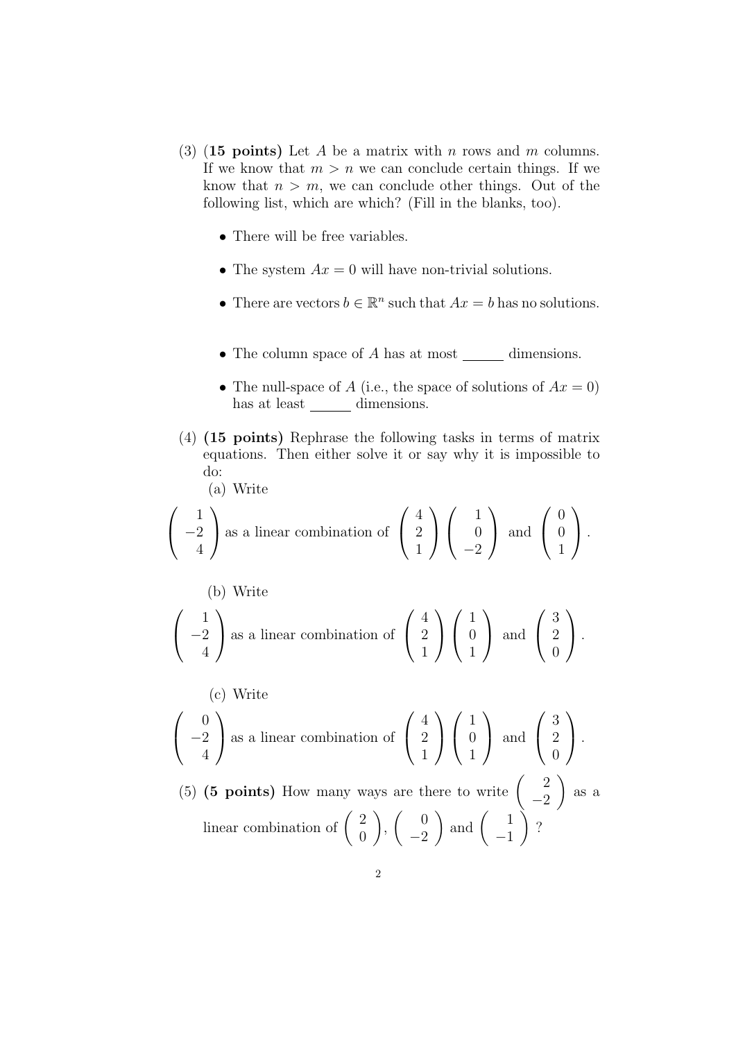(3) **(15 points)** Let $A$ be a matrix with $n$ rows and $m$ columns. If we know that $m > n$ we can conclude certain things. If we know that $n > m$, we can conclude other things. Out of the following list, which are which? (Fill in the blanks, too).

- There will be free variables.
- The system $Ax = 0$ will have non-trivial solutions.
- There are vectors $b \in \mathbb{R}^n$ such that $Ax = b$ has no solutions.
- The column space of $A$ has at most ______ dimensions.
- The null-space of $A$ (i.e., the space of solutions of $Ax = 0$) has at least ______ dimensions.

(4) **(15 points)** Rephrase the following tasks in terms of matrix equations. Then either solve it or say why it is impossible to do:

(a) Write

$$\begin{pmatrix} 1 \\ -2 \\ 4 \end{pmatrix} \text{ as a linear combination of } \begin{pmatrix} 4 \\ 2 \\ 1 \end{pmatrix} \begin{pmatrix} 1 \\ 0 \\ -2 \end{pmatrix} \text{ and } \begin{pmatrix} 0 \\ 0 \\ 1 \end{pmatrix}.$$

(b) Write

$$\begin{pmatrix} 1 \\ -2 \\ 4 \end{pmatrix} \text{ as a linear combination of } \begin{pmatrix} 4 \\ 2 \\ 1 \end{pmatrix} \begin{pmatrix} 1 \\ 0 \\ 1 \end{pmatrix} \text{ and } \begin{pmatrix} 3 \\ 2 \\ 0 \end{pmatrix}.$$

(c) Write

$$\begin{pmatrix} 0 \\ -2 \\ 4 \end{pmatrix} \text{ as a linear combination of } \begin{pmatrix} 4 \\ 2 \\ 1 \end{pmatrix} \begin{pmatrix} 1 \\ 0 \\ 1 \end{pmatrix} \text{ and } \begin{pmatrix} 3 \\ 2 \\ 0 \end{pmatrix}.$$

(5) **(5 points)** How many ways are there to write $\begin{pmatrix} 2 \\ -2 \end{pmatrix}$ as a linear combination of $\begin{pmatrix} 2 \\ 0 \end{pmatrix}$, $\begin{pmatrix} 0 \\ -2 \end{pmatrix}$ and $\begin{pmatrix} 1 \\ -1 \end{pmatrix}$?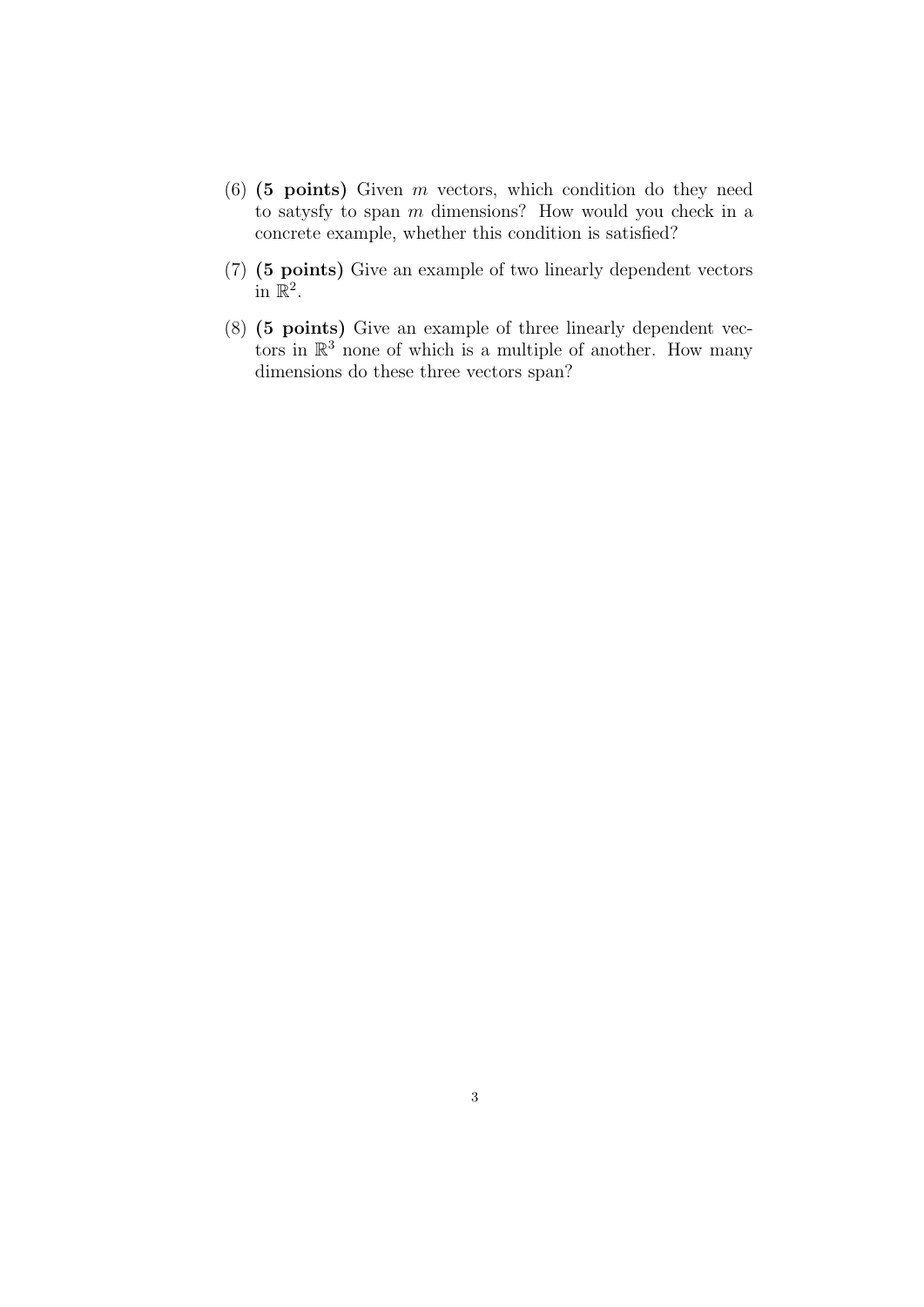(6) **(5 points)** Given $m$ vectors, which condition do they need to satysfy to span $m$ dimensions? How would you check in a concrete example, whether this condition is satisfied?

(7) **(5 points)** Give an example of two linearly dependent vectors in $\mathbb{R}^2$.

(8) **(5 points)** Give an example of three linearly dependent vectors in $\mathbb{R}^3$ none of which is a multiple of another. How many dimensions do these three vectors span?